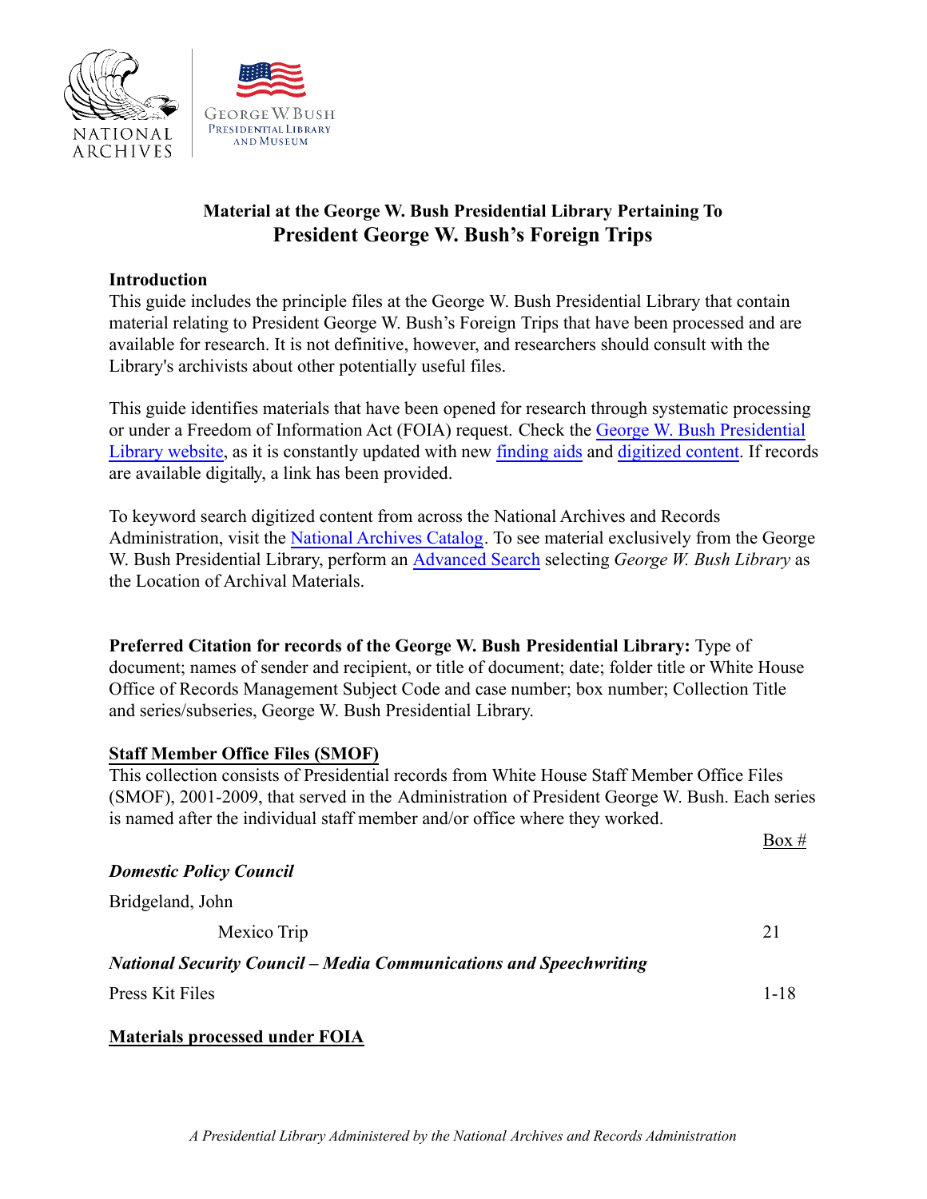**Material at the George W. Bush Presidential Library Pertaining To**

# President George W. Bush's Foreign Trips

## Introduction

This guide includes the principle files at the George W. Bush Presidential Library that contain material relating to President George W. Bush's Foreign Trips that have been processed and are available for research. It is not definitive, however, and researchers should consult with the Library's archivists about other potentially useful files.

This guide identifies materials that have been opened for research through systematic processing or under a Freedom of Information Act (FOIA) request. Check the George W. Bush Presidential Library website, as it is constantly updated with new finding aids and digitized content. If records are available digitally, a link has been provided.

To keyword search digitized content from across the National Archives and Records Administration, visit the National Archives Catalog. To see material exclusively from the George W. Bush Presidential Library, perform an Advanced Search selecting *George W. Bush Library* as the Location of Archival Materials.

**Preferred Citation for records of the George W. Bush Presidential Library:** Type of document; names of sender and recipient, or title of document; date; folder title or White House Office of Records Management Subject Code and case number; box number; Collection Title and series/subseries, George W. Bush Presidential Library.

## Staff Member Office Files (SMOF)

This collection consists of Presidential records from White House Staff Member Office Files (SMOF), 2001-2009, that served in the Administration of President George W. Bush. Each series is named after the individual staff member and/or office where they worked.

| | Box # |
|---|---|
| ***Domestic Policy Council*** | |
| Bridgeland, John | |
| Mexico Trip | 21 |
| ***National Security Council – Media Communications and Speechwriting*** | |
| Press Kit Files | 1-18 |

## Materials processed under FOIA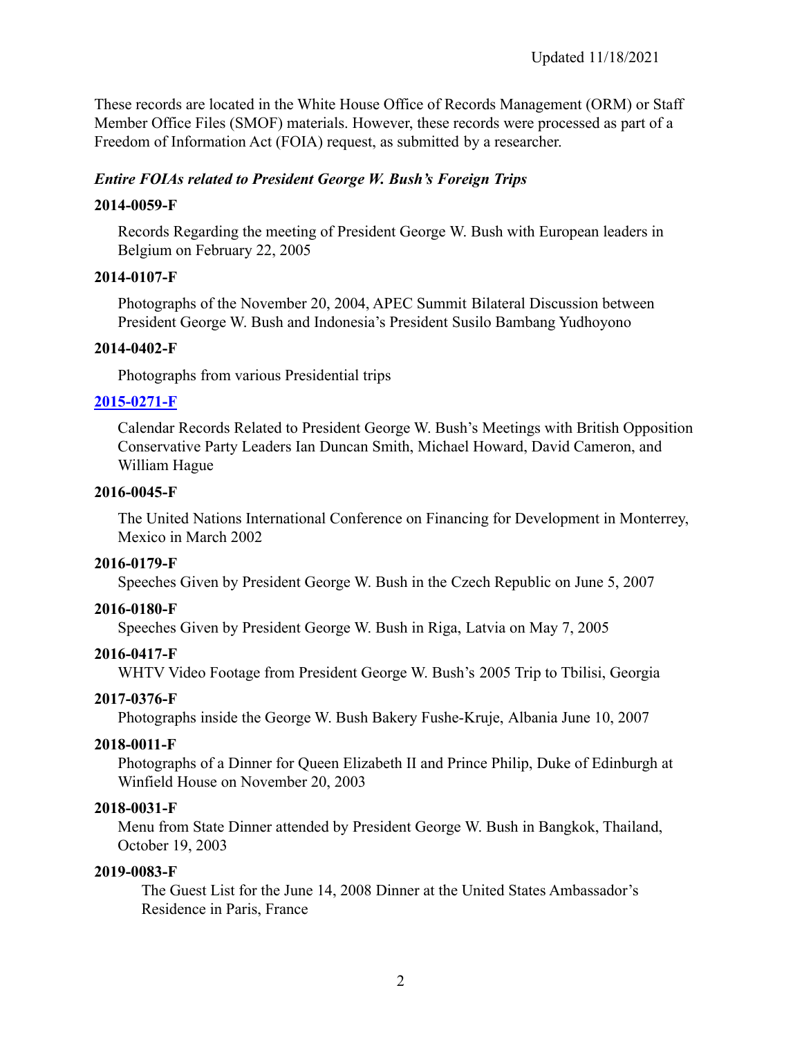Updated 11/18/2021

These records are located in the White House Office of Records Management (ORM) or Staff Member Office Files (SMOF) materials. However, these records were processed as part of a Freedom of Information Act (FOIA) request, as submitted by a researcher.

***Entire FOIAs related to President George W. Bush's Foreign Trips***

**2014-0059-F**

Records Regarding the meeting of President George W. Bush with European leaders in Belgium on February 22, 2005

**2014-0107-F**

Photographs of the November 20, 2004, APEC Summit Bilateral Discussion between President George W. Bush and Indonesia's President Susilo Bambang Yudhoyono

**2014-0402-F**

Photographs from various Presidential trips

**2015-0271-F**

Calendar Records Related to President George W. Bush's Meetings with British Opposition Conservative Party Leaders Ian Duncan Smith, Michael Howard, David Cameron, and William Hague

**2016-0045-F**

The United Nations International Conference on Financing for Development in Monterrey, Mexico in March 2002

**2016-0179-F**

Speeches Given by President George W. Bush in the Czech Republic on June 5, 2007

**2016-0180-F**

Speeches Given by President George W. Bush in Riga, Latvia on May 7, 2005

**2016-0417-F**

WHTV Video Footage from President George W. Bush's 2005 Trip to Tbilisi, Georgia

**2017-0376-F**

Photographs inside the George W. Bush Bakery Fushe-Kruje, Albania June 10, 2007

**2018-0011-F**

Photographs of a Dinner for Queen Elizabeth II and Prince Philip, Duke of Edinburgh at Winfield House on November 20, 2003

**2018-0031-F**

Menu from State Dinner attended by President George W. Bush in Bangkok, Thailand, October 19, 2003

**2019-0083-F**

The Guest List for the June 14, 2008 Dinner at the United States Ambassador's Residence in Paris, France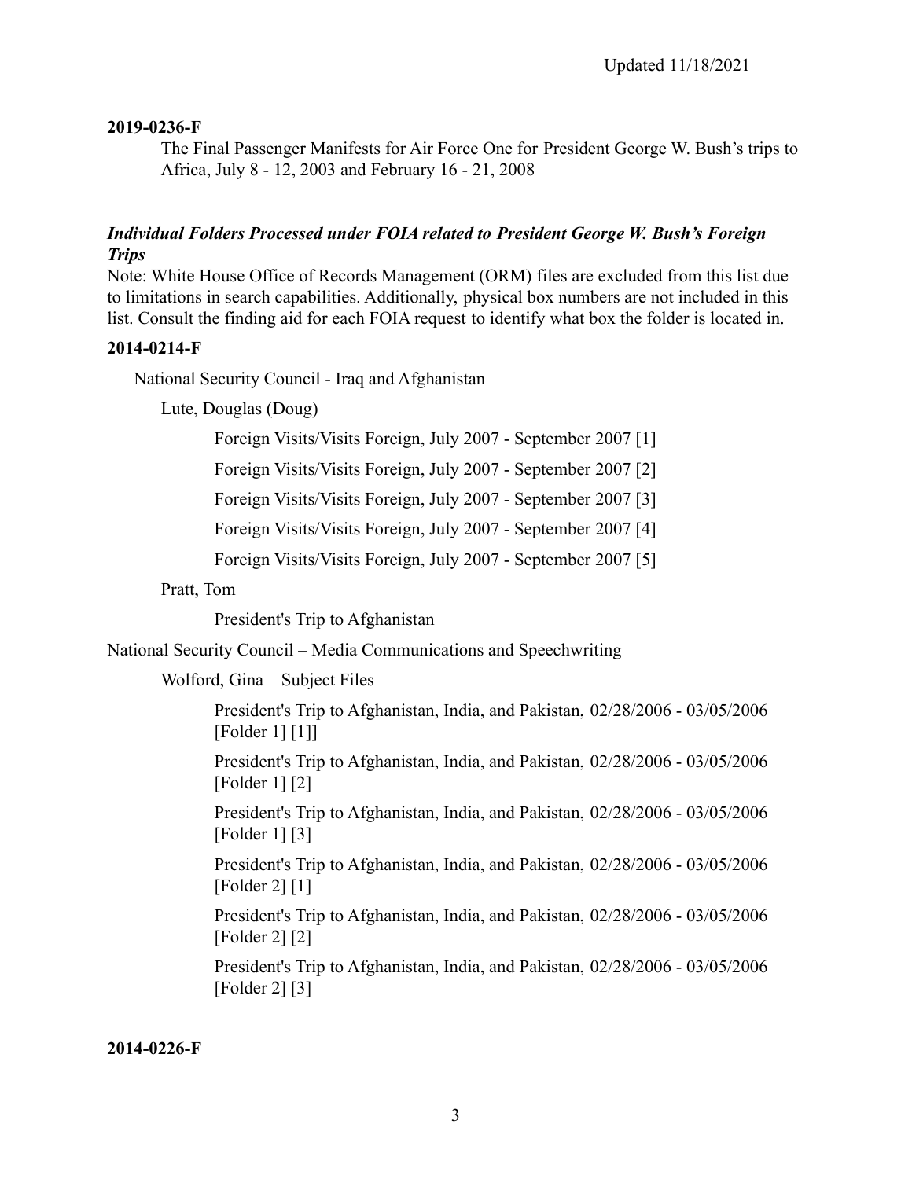**2019-0236-F**

The Final Passenger Manifests for Air Force One for President George W. Bush's trips to Africa, July 8 - 12, 2003 and February 16 - 21, 2008

### ***Individual Folders Processed under FOIA related to President George W. Bush's Foreign Trips***

Note: White House Office of Records Management (ORM) files are excluded from this list due to limitations in search capabilities. Additionally, physical box numbers are not included in this list. Consult the finding aid for each FOIA request to identify what box the folder is located in.

**2014-0214-F**

- National Security Council - Iraq and Afghanistan
  - Lute, Douglas (Doug)
    - Foreign Visits/Visits Foreign, July 2007 - September 2007 [1]
    - Foreign Visits/Visits Foreign, July 2007 - September 2007 [2]
    - Foreign Visits/Visits Foreign, July 2007 - September 2007 [3]
    - Foreign Visits/Visits Foreign, July 2007 - September 2007 [4]
    - Foreign Visits/Visits Foreign, July 2007 - September 2007 [5]
  - Pratt, Tom
    - President's Trip to Afghanistan
- National Security Council – Media Communications and Speechwriting
  - Wolford, Gina – Subject Files
    - President's Trip to Afghanistan, India, and Pakistan, 02/28/2006 - 03/05/2006 [Folder 1] [1]]
    - President's Trip to Afghanistan, India, and Pakistan, 02/28/2006 - 03/05/2006 [Folder 1] [2]
    - President's Trip to Afghanistan, India, and Pakistan, 02/28/2006 - 03/05/2006 [Folder 1] [3]
    - President's Trip to Afghanistan, India, and Pakistan, 02/28/2006 - 03/05/2006 [Folder 2] [1]
    - President's Trip to Afghanistan, India, and Pakistan, 02/28/2006 - 03/05/2006 [Folder 2] [2]
    - President's Trip to Afghanistan, India, and Pakistan, 02/28/2006 - 03/05/2006 [Folder 2] [3]

**2014-0226-F**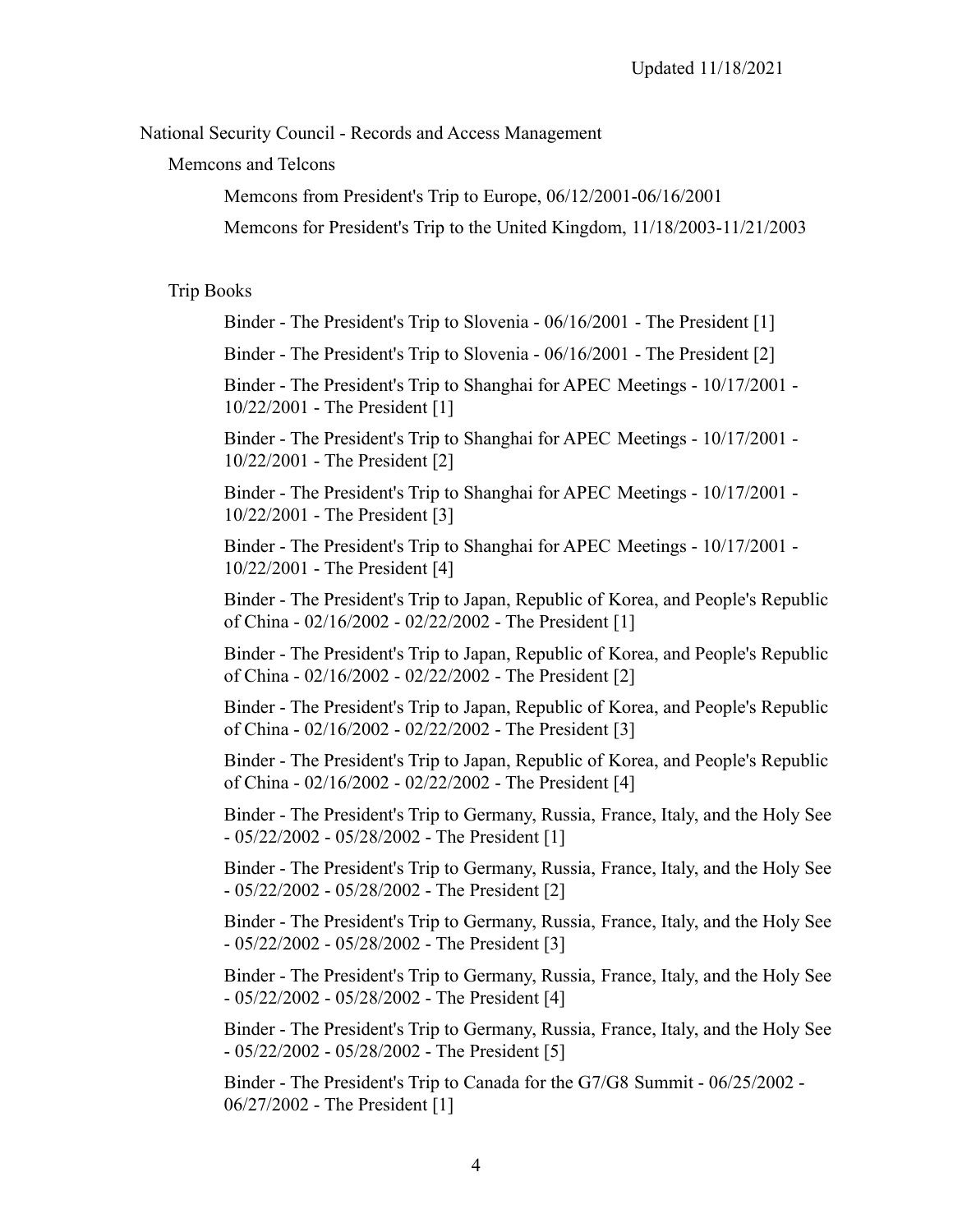National Security Council - Records and Access Management

Memcons and Telcons

- Memcons from President's Trip to Europe, 06/12/2001-06/16/2001
- Memcons for President's Trip to the United Kingdom, 11/18/2003-11/21/2003

Trip Books

- Binder - The President's Trip to Slovenia - 06/16/2001 - The President [1]
- Binder - The President's Trip to Slovenia - 06/16/2001 - The President [2]
- Binder - The President's Trip to Shanghai for APEC Meetings - 10/17/2001 - 10/22/2001 - The President [1]
- Binder - The President's Trip to Shanghai for APEC Meetings - 10/17/2001 - 10/22/2001 - The President [2]
- Binder - The President's Trip to Shanghai for APEC Meetings - 10/17/2001 - 10/22/2001 - The President [3]
- Binder - The President's Trip to Shanghai for APEC Meetings - 10/17/2001 - 10/22/2001 - The President [4]
- Binder - The President's Trip to Japan, Republic of Korea, and People's Republic of China - 02/16/2002 - 02/22/2002 - The President [1]
- Binder - The President's Trip to Japan, Republic of Korea, and People's Republic of China - 02/16/2002 - 02/22/2002 - The President [2]
- Binder - The President's Trip to Japan, Republic of Korea, and People's Republic of China - 02/16/2002 - 02/22/2002 - The President [3]
- Binder - The President's Trip to Japan, Republic of Korea, and People's Republic of China - 02/16/2002 - 02/22/2002 - The President [4]
- Binder - The President's Trip to Germany, Russia, France, Italy, and the Holy See - 05/22/2002 - 05/28/2002 - The President [1]
- Binder - The President's Trip to Germany, Russia, France, Italy, and the Holy See - 05/22/2002 - 05/28/2002 - The President [2]
- Binder - The President's Trip to Germany, Russia, France, Italy, and the Holy See - 05/22/2002 - 05/28/2002 - The President [3]
- Binder - The President's Trip to Germany, Russia, France, Italy, and the Holy See - 05/22/2002 - 05/28/2002 - The President [4]
- Binder - The President's Trip to Germany, Russia, France, Italy, and the Holy See - 05/22/2002 - 05/28/2002 - The President [5]
- Binder - The President's Trip to Canada for the G7/G8 Summit - 06/25/2002 - 06/27/2002 - The President [1]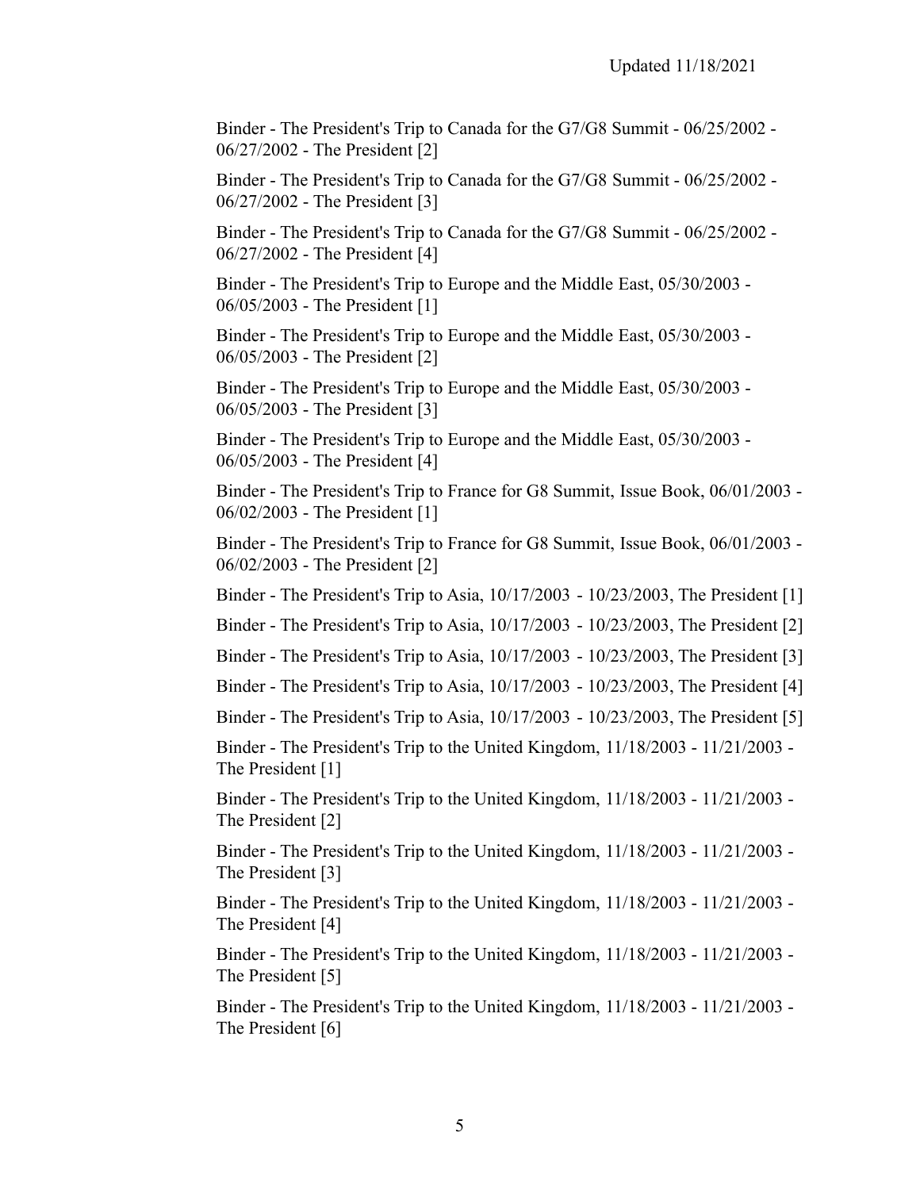Binder - The President's Trip to Canada for the G7/G8 Summit - 06/25/2002 - 06/27/2002 - The President [2]

Binder - The President's Trip to Canada for the G7/G8 Summit - 06/25/2002 - 06/27/2002 - The President [3]

Binder - The President's Trip to Canada for the G7/G8 Summit - 06/25/2002 - 06/27/2002 - The President [4]

Binder - The President's Trip to Europe and the Middle East, 05/30/2003 - 06/05/2003 - The President [1]

Binder - The President's Trip to Europe and the Middle East, 05/30/2003 - 06/05/2003 - The President [2]

Binder - The President's Trip to Europe and the Middle East, 05/30/2003 - 06/05/2003 - The President [3]

Binder - The President's Trip to Europe and the Middle East, 05/30/2003 - 06/05/2003 - The President [4]

Binder - The President's Trip to France for G8 Summit, Issue Book, 06/01/2003 - 06/02/2003 - The President [1]

Binder - The President's Trip to France for G8 Summit, Issue Book, 06/01/2003 - 06/02/2003 - The President [2]

Binder - The President's Trip to Asia, 10/17/2003 - 10/23/2003, The President [1]

Binder - The President's Trip to Asia, 10/17/2003 - 10/23/2003, The President [2]

Binder - The President's Trip to Asia, 10/17/2003 - 10/23/2003, The President [3]

Binder - The President's Trip to Asia, 10/17/2003 - 10/23/2003, The President [4]

Binder - The President's Trip to Asia, 10/17/2003 - 10/23/2003, The President [5]

Binder - The President's Trip to the United Kingdom, 11/18/2003 - 11/21/2003 - The President [1]

Binder - The President's Trip to the United Kingdom, 11/18/2003 - 11/21/2003 - The President [2]

Binder - The President's Trip to the United Kingdom, 11/18/2003 - 11/21/2003 - The President [3]

Binder - The President's Trip to the United Kingdom, 11/18/2003 - 11/21/2003 - The President [4]

Binder - The President's Trip to the United Kingdom, 11/18/2003 - 11/21/2003 - The President [5]

Binder - The President's Trip to the United Kingdom, 11/18/2003 - 11/21/2003 - The President [6]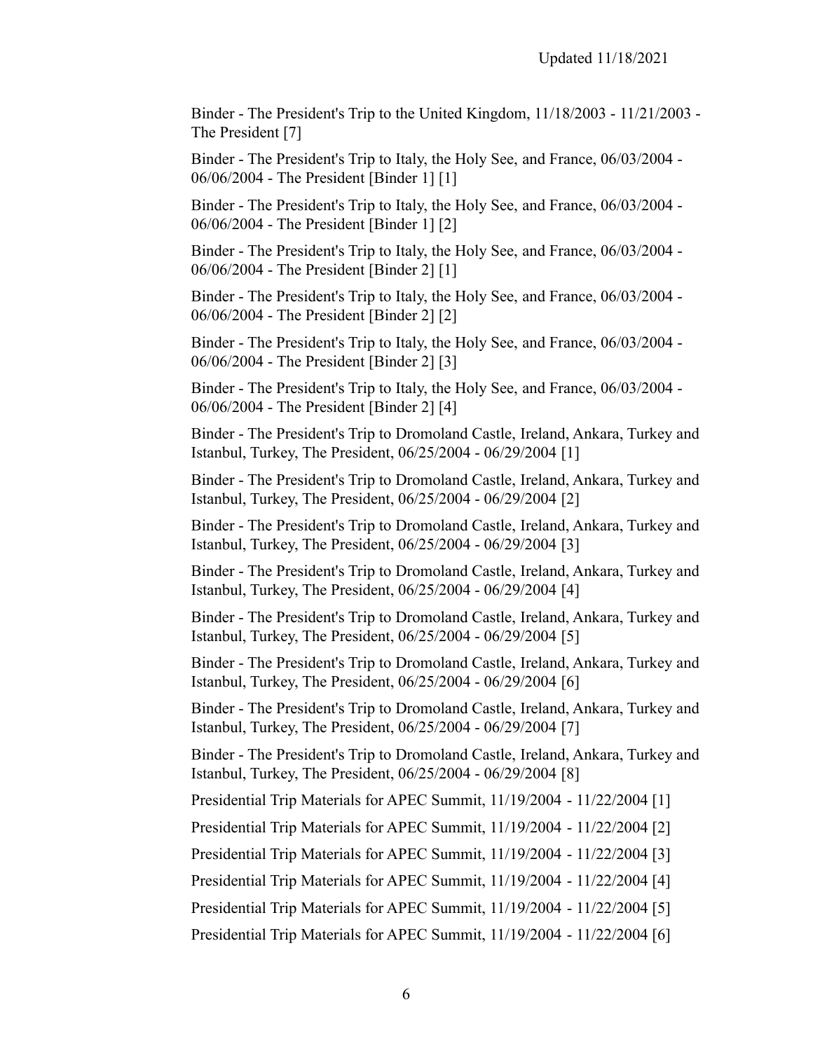Binder - The President's Trip to the United Kingdom, 11/18/2003 - 11/21/2003 - The President [7]

Binder - The President's Trip to Italy, the Holy See, and France, 06/03/2004 - 06/06/2004 - The President [Binder 1] [1]

Binder - The President's Trip to Italy, the Holy See, and France, 06/03/2004 - 06/06/2004 - The President [Binder 1] [2]

Binder - The President's Trip to Italy, the Holy See, and France, 06/03/2004 - 06/06/2004 - The President [Binder 2] [1]

Binder - The President's Trip to Italy, the Holy See, and France, 06/03/2004 - 06/06/2004 - The President [Binder 2] [2]

Binder - The President's Trip to Italy, the Holy See, and France, 06/03/2004 - 06/06/2004 - The President [Binder 2] [3]

Binder - The President's Trip to Italy, the Holy See, and France, 06/03/2004 - 06/06/2004 - The President [Binder 2] [4]

Binder - The President's Trip to Dromoland Castle, Ireland, Ankara, Turkey and Istanbul, Turkey, The President, 06/25/2004 - 06/29/2004 [1]

Binder - The President's Trip to Dromoland Castle, Ireland, Ankara, Turkey and Istanbul, Turkey, The President, 06/25/2004 - 06/29/2004 [2]

Binder - The President's Trip to Dromoland Castle, Ireland, Ankara, Turkey and Istanbul, Turkey, The President, 06/25/2004 - 06/29/2004 [3]

Binder - The President's Trip to Dromoland Castle, Ireland, Ankara, Turkey and Istanbul, Turkey, The President, 06/25/2004 - 06/29/2004 [4]

Binder - The President's Trip to Dromoland Castle, Ireland, Ankara, Turkey and Istanbul, Turkey, The President, 06/25/2004 - 06/29/2004 [5]

Binder - The President's Trip to Dromoland Castle, Ireland, Ankara, Turkey and Istanbul, Turkey, The President, 06/25/2004 - 06/29/2004 [6]

Binder - The President's Trip to Dromoland Castle, Ireland, Ankara, Turkey and Istanbul, Turkey, The President, 06/25/2004 - 06/29/2004 [7]

Binder - The President's Trip to Dromoland Castle, Ireland, Ankara, Turkey and Istanbul, Turkey, The President, 06/25/2004 - 06/29/2004 [8]

Presidential Trip Materials for APEC Summit, 11/19/2004 - 11/22/2004 [1]

Presidential Trip Materials for APEC Summit, 11/19/2004 - 11/22/2004 [2]

Presidential Trip Materials for APEC Summit, 11/19/2004 - 11/22/2004 [3]

Presidential Trip Materials for APEC Summit, 11/19/2004 - 11/22/2004 [4]

Presidential Trip Materials for APEC Summit, 11/19/2004 - 11/22/2004 [5]

Presidential Trip Materials for APEC Summit, 11/19/2004 - 11/22/2004 [6]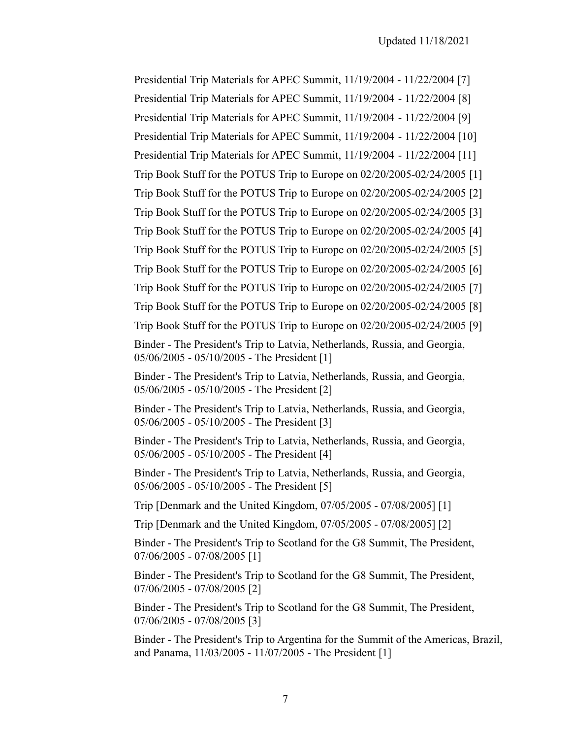Presidential Trip Materials for APEC Summit, 11/19/2004 - 11/22/2004 [7]

Presidential Trip Materials for APEC Summit, 11/19/2004 - 11/22/2004 [8]

Presidential Trip Materials for APEC Summit, 11/19/2004 - 11/22/2004 [9]

Presidential Trip Materials for APEC Summit, 11/19/2004 - 11/22/2004 [10]

Presidential Trip Materials for APEC Summit, 11/19/2004 - 11/22/2004 [11]

Trip Book Stuff for the POTUS Trip to Europe on 02/20/2005-02/24/2005 [1]

Trip Book Stuff for the POTUS Trip to Europe on 02/20/2005-02/24/2005 [2]

Trip Book Stuff for the POTUS Trip to Europe on 02/20/2005-02/24/2005 [3]

Trip Book Stuff for the POTUS Trip to Europe on 02/20/2005-02/24/2005 [4]

Trip Book Stuff for the POTUS Trip to Europe on 02/20/2005-02/24/2005 [5]

Trip Book Stuff for the POTUS Trip to Europe on 02/20/2005-02/24/2005 [6]

Trip Book Stuff for the POTUS Trip to Europe on 02/20/2005-02/24/2005 [7]

Trip Book Stuff for the POTUS Trip to Europe on 02/20/2005-02/24/2005 [8]

Trip Book Stuff for the POTUS Trip to Europe on 02/20/2005-02/24/2005 [9]

Binder - The President's Trip to Latvia, Netherlands, Russia, and Georgia, 05/06/2005 - 05/10/2005 - The President [1]

Binder - The President's Trip to Latvia, Netherlands, Russia, and Georgia, 05/06/2005 - 05/10/2005 - The President [2]

Binder - The President's Trip to Latvia, Netherlands, Russia, and Georgia, 05/06/2005 - 05/10/2005 - The President [3]

Binder - The President's Trip to Latvia, Netherlands, Russia, and Georgia, 05/06/2005 - 05/10/2005 - The President [4]

Binder - The President's Trip to Latvia, Netherlands, Russia, and Georgia, 05/06/2005 - 05/10/2005 - The President [5]

Trip [Denmark and the United Kingdom, 07/05/2005 - 07/08/2005] [1]

Trip [Denmark and the United Kingdom, 07/05/2005 - 07/08/2005] [2]

Binder - The President's Trip to Scotland for the G8 Summit, The President, 07/06/2005 - 07/08/2005 [1]

Binder - The President's Trip to Scotland for the G8 Summit, The President, 07/06/2005 - 07/08/2005 [2]

Binder - The President's Trip to Scotland for the G8 Summit, The President, 07/06/2005 - 07/08/2005 [3]

Binder - The President's Trip to Argentina for the Summit of the Americas, Brazil, and Panama, 11/03/2005 - 11/07/2005 - The President [1]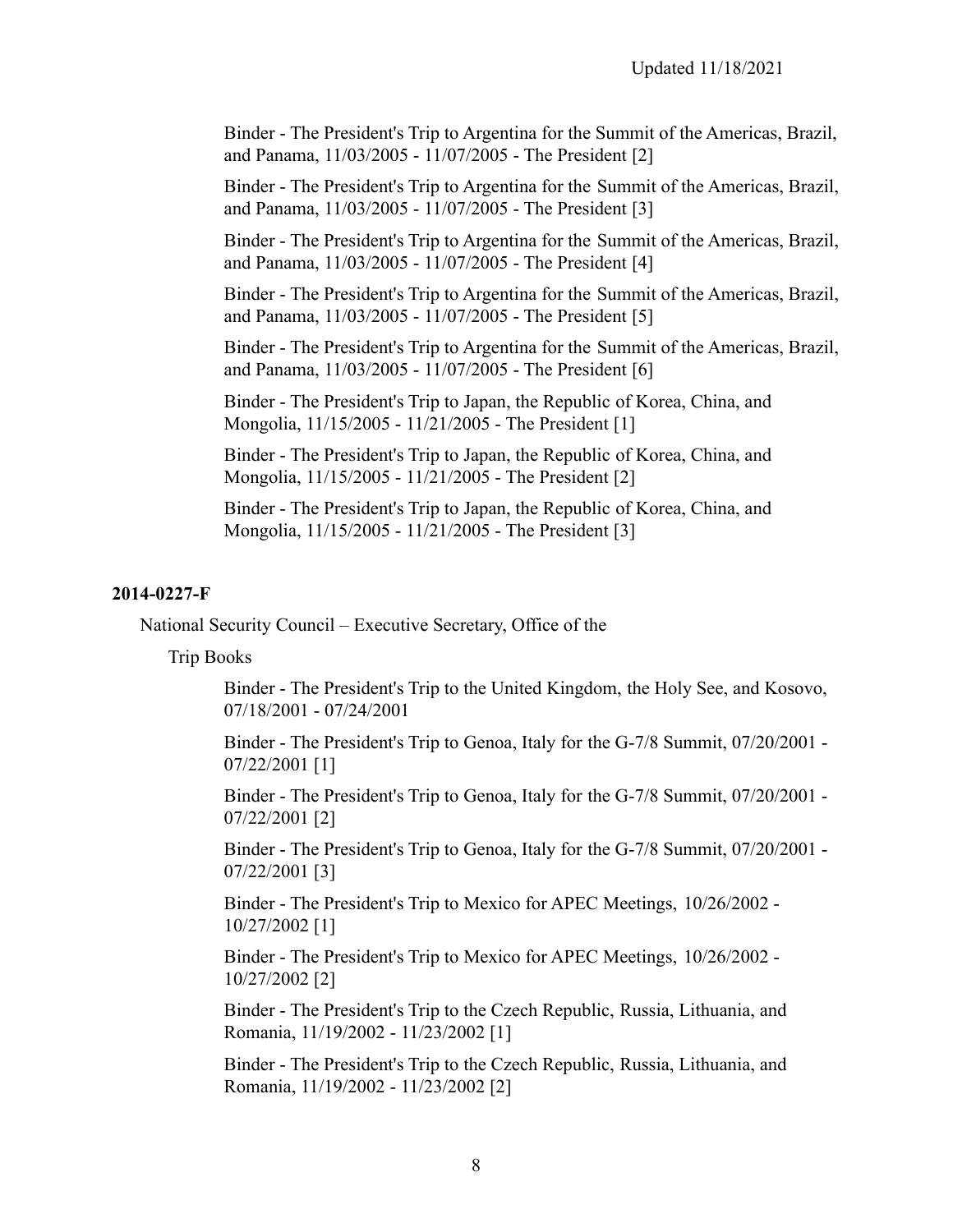Binder - The President's Trip to Argentina for the Summit of the Americas, Brazil, and Panama, 11/03/2005 - 11/07/2005 - The President [2]

Binder - The President's Trip to Argentina for the Summit of the Americas, Brazil, and Panama, 11/03/2005 - 11/07/2005 - The President [3]

Binder - The President's Trip to Argentina for the Summit of the Americas, Brazil, and Panama, 11/03/2005 - 11/07/2005 - The President [4]

Binder - The President's Trip to Argentina for the Summit of the Americas, Brazil, and Panama, 11/03/2005 - 11/07/2005 - The President [5]

Binder - The President's Trip to Argentina for the Summit of the Americas, Brazil, and Panama, 11/03/2005 - 11/07/2005 - The President [6]

Binder - The President's Trip to Japan, the Republic of Korea, China, and Mongolia, 11/15/2005 - 11/21/2005 - The President [1]

Binder - The President's Trip to Japan, the Republic of Korea, China, and Mongolia, 11/15/2005 - 11/21/2005 - The President [2]

Binder - The President's Trip to Japan, the Republic of Korea, China, and Mongolia, 11/15/2005 - 11/21/2005 - The President [3]

**2014-0227-F**

National Security Council – Executive Secretary, Office of the

Trip Books

Binder - The President's Trip to the United Kingdom, the Holy See, and Kosovo, 07/18/2001 - 07/24/2001

Binder - The President's Trip to Genoa, Italy for the G-7/8 Summit, 07/20/2001 - 07/22/2001 [1]

Binder - The President's Trip to Genoa, Italy for the G-7/8 Summit, 07/20/2001 - 07/22/2001 [2]

Binder - The President's Trip to Genoa, Italy for the G-7/8 Summit, 07/20/2001 - 07/22/2001 [3]

Binder - The President's Trip to Mexico for APEC Meetings, 10/26/2002 - 10/27/2002 [1]

Binder - The President's Trip to Mexico for APEC Meetings, 10/26/2002 - 10/27/2002 [2]

Binder - The President's Trip to the Czech Republic, Russia, Lithuania, and Romania, 11/19/2002 - 11/23/2002 [1]

Binder - The President's Trip to the Czech Republic, Russia, Lithuania, and Romania, 11/19/2002 - 11/23/2002 [2]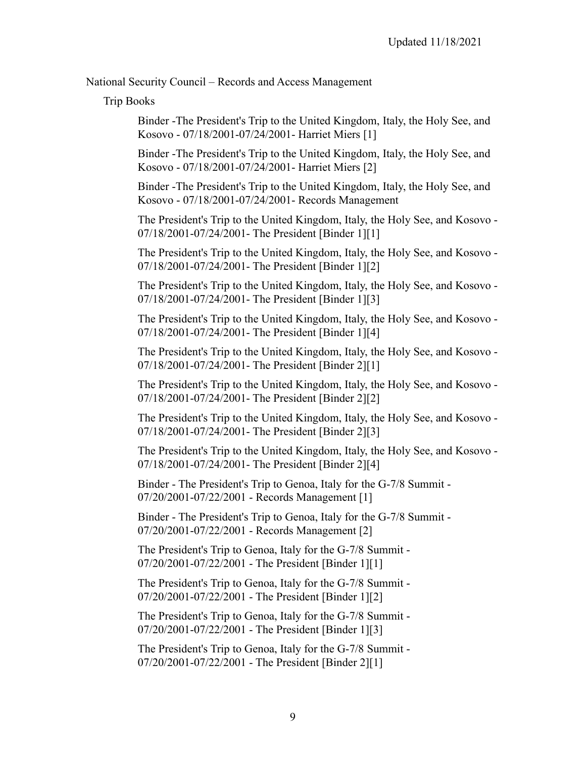National Security Council – Records and Access Management

Trip Books

Binder -The President's Trip to the United Kingdom, Italy, the Holy See, and Kosovo - 07/18/2001-07/24/2001- Harriet Miers [1]

Binder -The President's Trip to the United Kingdom, Italy, the Holy See, and Kosovo - 07/18/2001-07/24/2001- Harriet Miers [2]

Binder -The President's Trip to the United Kingdom, Italy, the Holy See, and Kosovo - 07/18/2001-07/24/2001- Records Management

The President's Trip to the United Kingdom, Italy, the Holy See, and Kosovo - 07/18/2001-07/24/2001- The President [Binder 1][1]

The President's Trip to the United Kingdom, Italy, the Holy See, and Kosovo - 07/18/2001-07/24/2001- The President [Binder 1][2]

The President's Trip to the United Kingdom, Italy, the Holy See, and Kosovo - 07/18/2001-07/24/2001- The President [Binder 1][3]

The President's Trip to the United Kingdom, Italy, the Holy See, and Kosovo - 07/18/2001-07/24/2001- The President [Binder 1][4]

The President's Trip to the United Kingdom, Italy, the Holy See, and Kosovo - 07/18/2001-07/24/2001- The President [Binder 2][1]

The President's Trip to the United Kingdom, Italy, the Holy See, and Kosovo - 07/18/2001-07/24/2001- The President [Binder 2][2]

The President's Trip to the United Kingdom, Italy, the Holy See, and Kosovo - 07/18/2001-07/24/2001- The President [Binder 2][3]

The President's Trip to the United Kingdom, Italy, the Holy See, and Kosovo - 07/18/2001-07/24/2001- The President [Binder 2][4]

Binder - The President's Trip to Genoa, Italy for the G-7/8 Summit - 07/20/2001-07/22/2001 - Records Management [1]

Binder - The President's Trip to Genoa, Italy for the G-7/8 Summit - 07/20/2001-07/22/2001 - Records Management [2]

The President's Trip to Genoa, Italy for the G-7/8 Summit - 07/20/2001-07/22/2001 - The President [Binder 1][1]

The President's Trip to Genoa, Italy for the G-7/8 Summit - 07/20/2001-07/22/2001 - The President [Binder 1][2]

The President's Trip to Genoa, Italy for the G-7/8 Summit - 07/20/2001-07/22/2001 - The President [Binder 1][3]

The President's Trip to Genoa, Italy for the G-7/8 Summit - 07/20/2001-07/22/2001 - The President [Binder 2][1]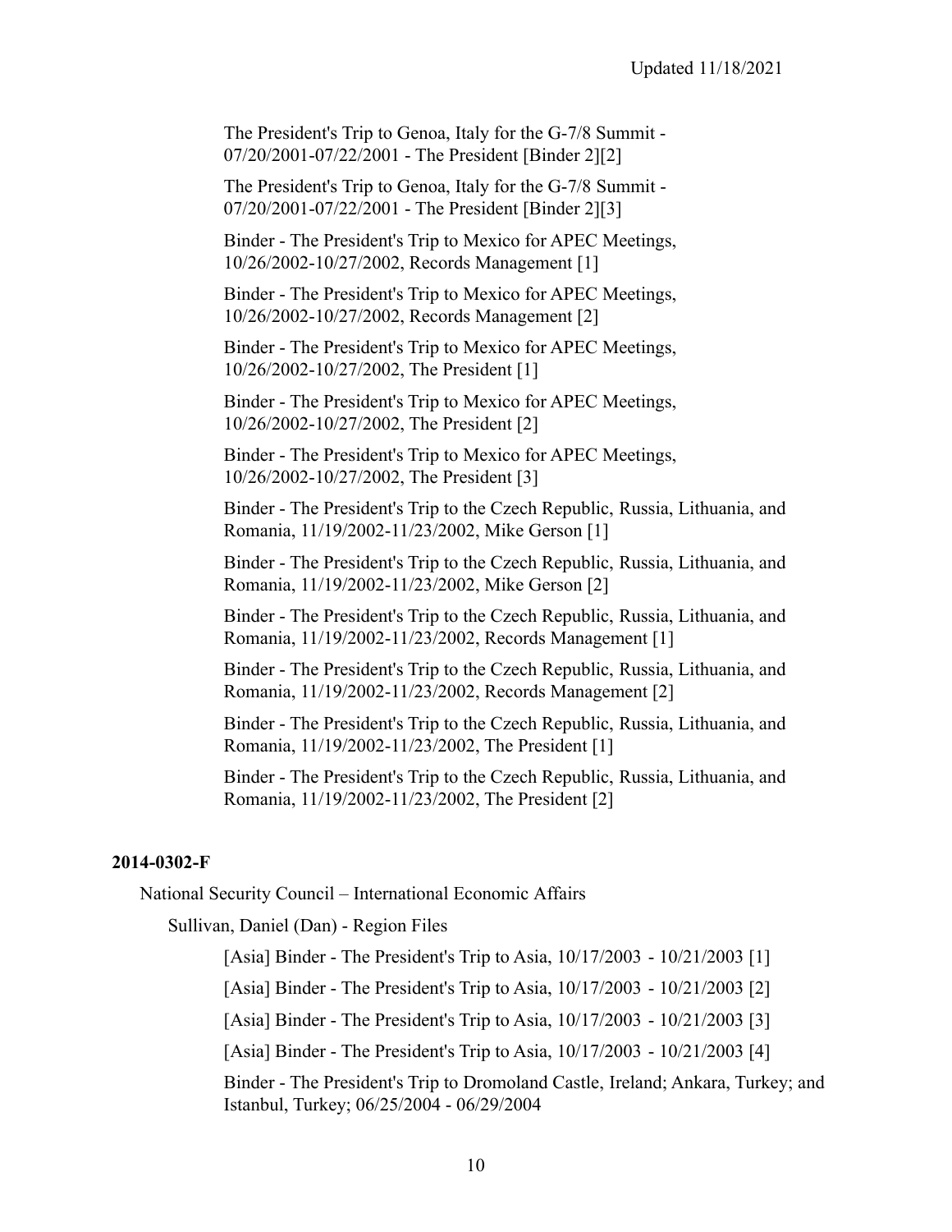The President's Trip to Genoa, Italy for the G-7/8 Summit - 07/20/2001-07/22/2001 - The President [Binder 2][2]

The President's Trip to Genoa, Italy for the G-7/8 Summit - 07/20/2001-07/22/2001 - The President [Binder 2][3]

Binder - The President's Trip to Mexico for APEC Meetings, 10/26/2002-10/27/2002, Records Management [1]

Binder - The President's Trip to Mexico for APEC Meetings, 10/26/2002-10/27/2002, Records Management [2]

Binder - The President's Trip to Mexico for APEC Meetings, 10/26/2002-10/27/2002, The President [1]

Binder - The President's Trip to Mexico for APEC Meetings, 10/26/2002-10/27/2002, The President [2]

Binder - The President's Trip to Mexico for APEC Meetings, 10/26/2002-10/27/2002, The President [3]

Binder - The President's Trip to the Czech Republic, Russia, Lithuania, and Romania, 11/19/2002-11/23/2002, Mike Gerson [1]

Binder - The President's Trip to the Czech Republic, Russia, Lithuania, and Romania, 11/19/2002-11/23/2002, Mike Gerson [2]

Binder - The President's Trip to the Czech Republic, Russia, Lithuania, and Romania, 11/19/2002-11/23/2002, Records Management [1]

Binder - The President's Trip to the Czech Republic, Russia, Lithuania, and Romania, 11/19/2002-11/23/2002, Records Management [2]

Binder - The President's Trip to the Czech Republic, Russia, Lithuania, and Romania, 11/19/2002-11/23/2002, The President [1]

Binder - The President's Trip to the Czech Republic, Russia, Lithuania, and Romania, 11/19/2002-11/23/2002, The President [2]

**2014-0302-F**

National Security Council – International Economic Affairs

Sullivan, Daniel (Dan) - Region Files

[Asia] Binder - The President's Trip to Asia, 10/17/2003 - 10/21/2003 [1]

[Asia] Binder - The President's Trip to Asia, 10/17/2003 - 10/21/2003 [2]

[Asia] Binder - The President's Trip to Asia, 10/17/2003 - 10/21/2003 [3]

[Asia] Binder - The President's Trip to Asia, 10/17/2003 - 10/21/2003 [4]

Binder - The President's Trip to Dromoland Castle, Ireland; Ankara, Turkey; and Istanbul, Turkey; 06/25/2004 - 06/29/2004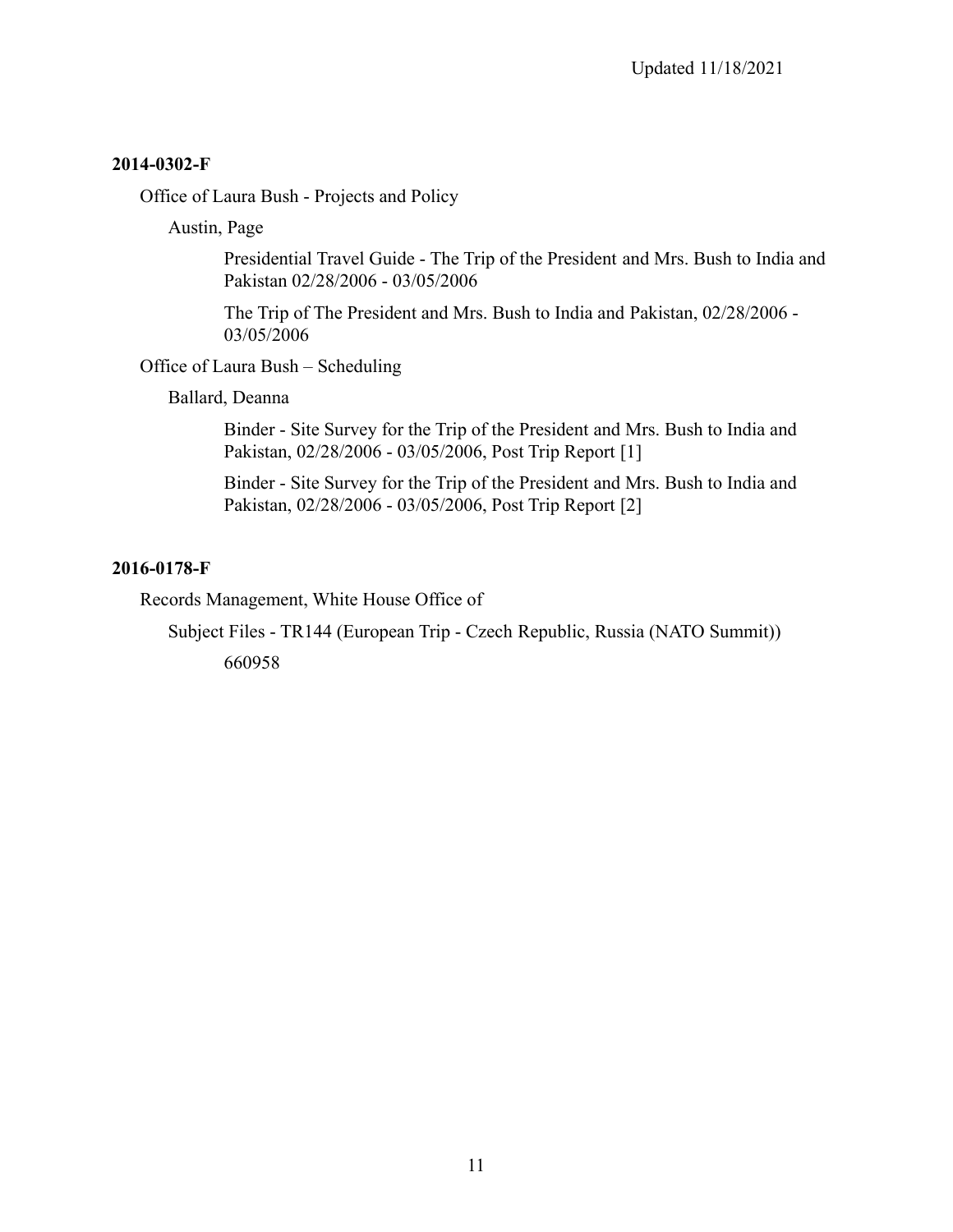**2014-0302-F**

Office of Laura Bush - Projects and Policy

Austin, Page

Presidential Travel Guide - The Trip of the President and Mrs. Bush to India and Pakistan 02/28/2006 - 03/05/2006

The Trip of The President and Mrs. Bush to India and Pakistan, 02/28/2006 - 03/05/2006

Office of Laura Bush – Scheduling

Ballard, Deanna

Binder - Site Survey for the Trip of the President and Mrs. Bush to India and Pakistan, 02/28/2006 - 03/05/2006, Post Trip Report [1]

Binder - Site Survey for the Trip of the President and Mrs. Bush to India and Pakistan, 02/28/2006 - 03/05/2006, Post Trip Report [2]

**2016-0178-F**

Records Management, White House Office of

Subject Files - TR144 (European Trip - Czech Republic, Russia (NATO Summit))

660958